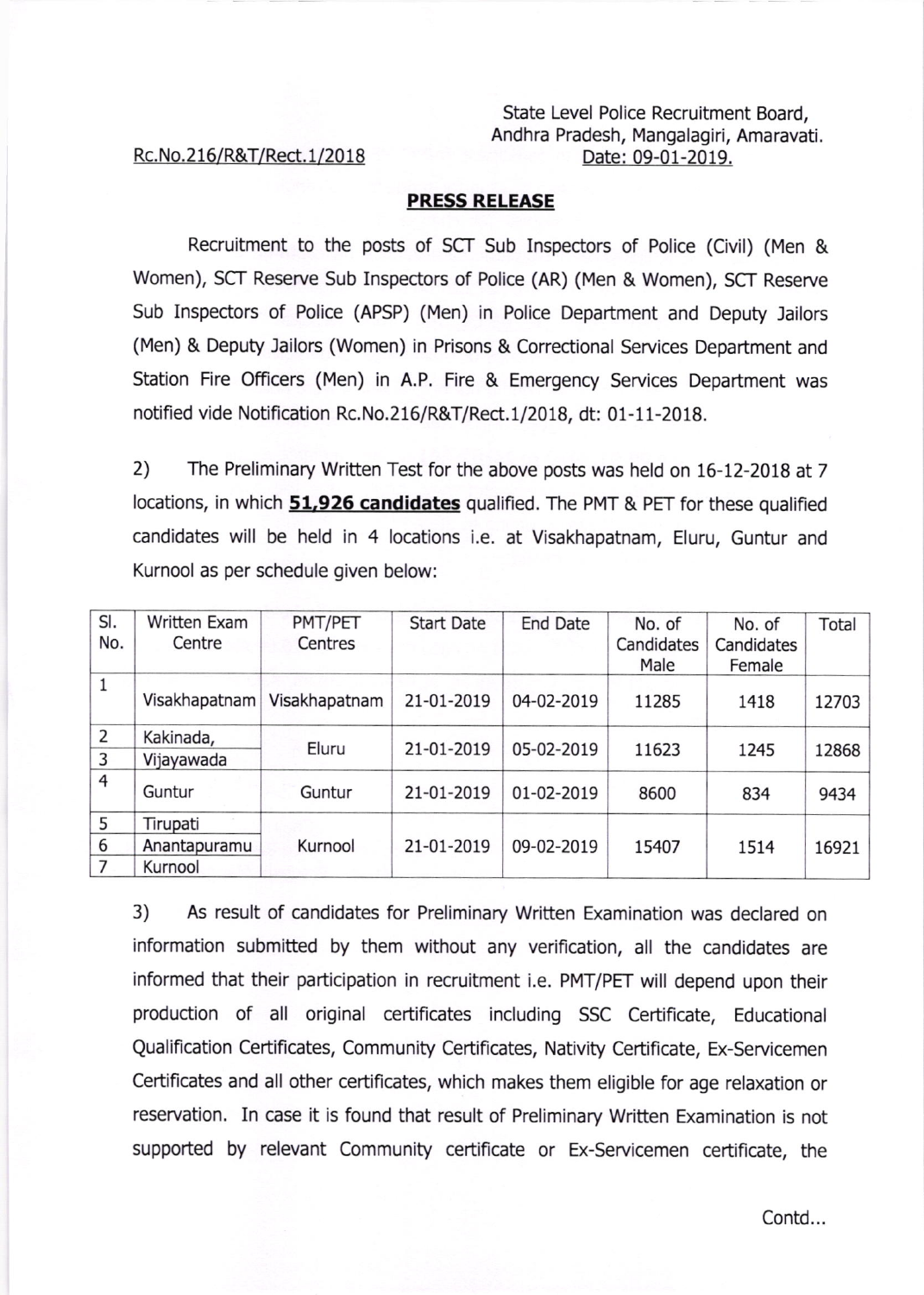State Level Police Recruitment Board,
Andhra Pradesh, Mangalagiri, Amaravati.

Rc.No.216/R&T/Rect.1/2018 Date: 09-01-2019.

## PRESS RELEASE

Recruitment to the posts of SCT Sub Inspectors of Police (Civil) (Men & Women), SCT Reserve Sub Inspectors of Police (AR) (Men & Women), SCT Reserve Sub Inspectors of Police (APSP) (Men) in Police Department and Deputy Jailors (Men) & Deputy Jailors (Women) in Prisons & Correctional Services Department and Station Fire Officers (Men) in A.P. Fire & Emergency Services Department was notified vide Notification Rc.No.216/R&T/Rect.1/2018, dt: 01-11-2018.

2) The Preliminary Written Test for the above posts was held on 16-12-2018 at 7 locations, in which **51,926 candidates** qualified. The PMT & PET for these qualified candidates will be held in 4 locations i.e. at Visakhapatnam, Eluru, Guntur and Kurnool as per schedule given below:

| Sl. No. | Written Exam Centre | PMT/PET Centres | Start Date | End Date | No. of Candidates Male | No. of Candidates Female | Total |
|---|---|---|---|---|---|---|---|
| 1 | Visakhapatnam | Visakhapatnam | 21-01-2019 | 04-02-2019 | 11285 | 1418 | 12703 |
| 2 | Kakinada, | Eluru | 21-01-2019 | 05-02-2019 | 11623 | 1245 | 12868 |
| 3 | Vijayawada | | | | | | |
| 4 | Guntur | Guntur | 21-01-2019 | 01-02-2019 | 8600 | 834 | 9434 |
| 5 | Tirupati | Kurnool | 21-01-2019 | 09-02-2019 | 15407 | 1514 | 16921 |
| 6 | Anantapuramu | | | | | | |
| 7 | Kurnool | | | | | | |

3) As result of candidates for Preliminary Written Examination was declared on information submitted by them without any verification, all the candidates are informed that their participation in recruitment i.e. PMT/PET will depend upon their production of all original certificates including SSC Certificate, Educational Qualification Certificates, Community Certificates, Nativity Certificate, Ex-Servicemen Certificates and all other certificates, which makes them eligible for age relaxation or reservation. In case it is found that result of Preliminary Written Examination is not supported by relevant Community certificate or Ex-Servicemen certificate, the

Contd...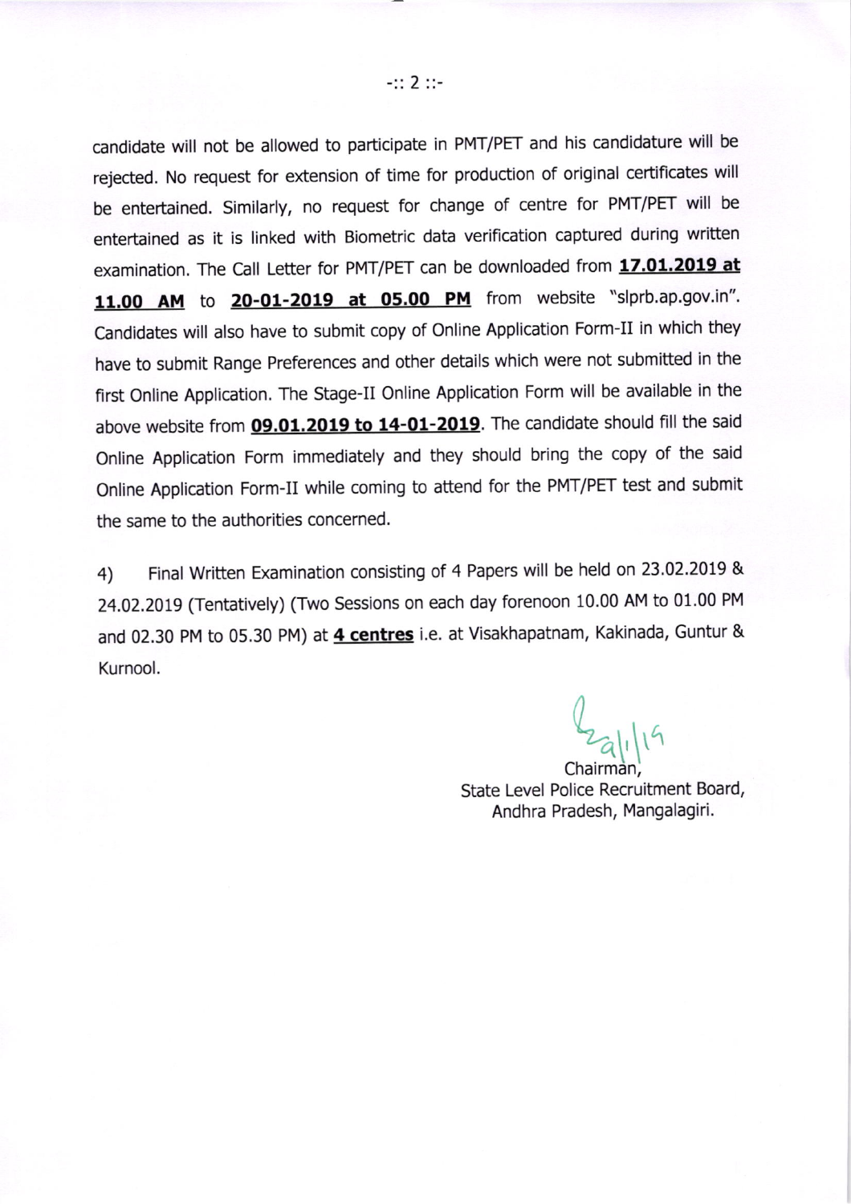candidate will not be allowed to participate in PMT/PET and his candidature will be rejected. No request for extension of time for production of original certificates will be entertained. Similarly, no request for change of centre for PMT/PET will be entertained as it is linked with Biometric data verification captured during written examination. The Call Letter for PMT/PET can be downloaded from **17.01.2019 at 11.00 AM** to **20-01-2019 at 05.00 PM** from website "slprb.ap.gov.in". Candidates will also have to submit copy of Online Application Form-II in which they have to submit Range Preferences and other details which were not submitted in the first Online Application. The Stage-II Online Application Form will be available in the above website from **09.01.2019 to 14-01-2019**. The candidate should fill the said Online Application Form immediately and they should bring the copy of the said Online Application Form-II while coming to attend for the PMT/PET test and submit the same to the authorities concerned.

4) Final Written Examination consisting of 4 Papers will be held on 23.02.2019 & 24.02.2019 (Tentatively) (Two Sessions on each day forenoon 10.00 AM to 01.00 PM and 02.30 PM to 05.30 PM) at **4 centres** i.e. at Visakhapatnam, Kakinada, Guntur & Kurnool.

Chairman,
State Level Police Recruitment Board,
Andhra Pradesh, Mangalagiri.